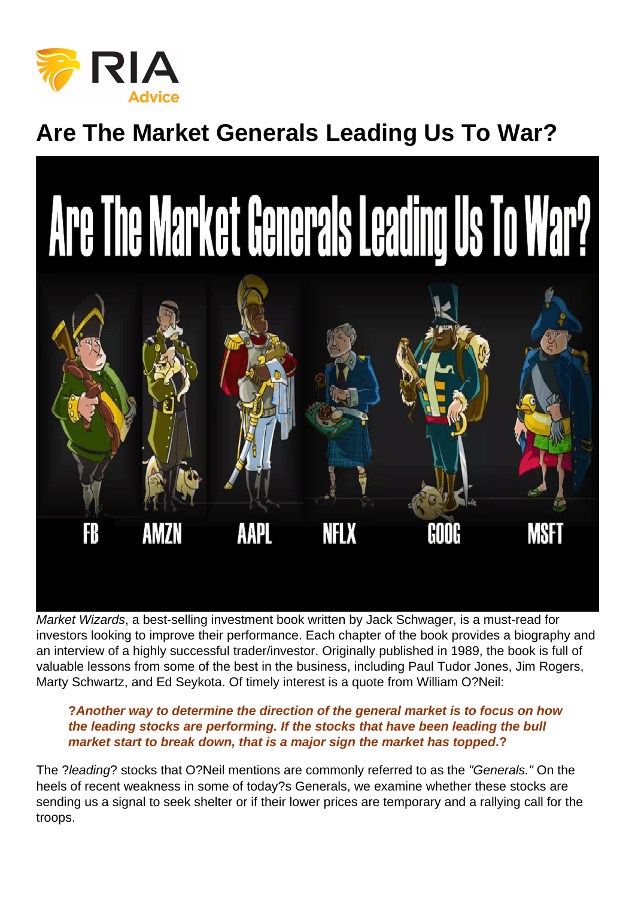# Are The Market Generals Leading Us To War?

*Market Wizards*, a best-selling investment book written by Jack Schwager, is a must-read for investors looking to improve their performance. Each chapter of the book provides a biography and an interview of a highly successful trader/investor. Originally published in 1989, the book is full of valuable lessons from some of the best in the business, including Paul Tudor Jones, Jim Rogers, Marty Schwartz, and Ed Seykota. Of timely interest is a quote from William O?Neil:

> **?*Another way to determine the direction of the general market is to focus on how the leading stocks are performing. If the stocks that have been leading the bull market start to break down, that is a major sign the market has topped*.?**

The ?*leading*? stocks that O?Neil mentions are commonly referred to as the *"Generals."* On the heels of recent weakness in some of today?s Generals, we examine whether these stocks are sending us a signal to seek shelter or if their lower prices are temporary and a rallying call for the troops.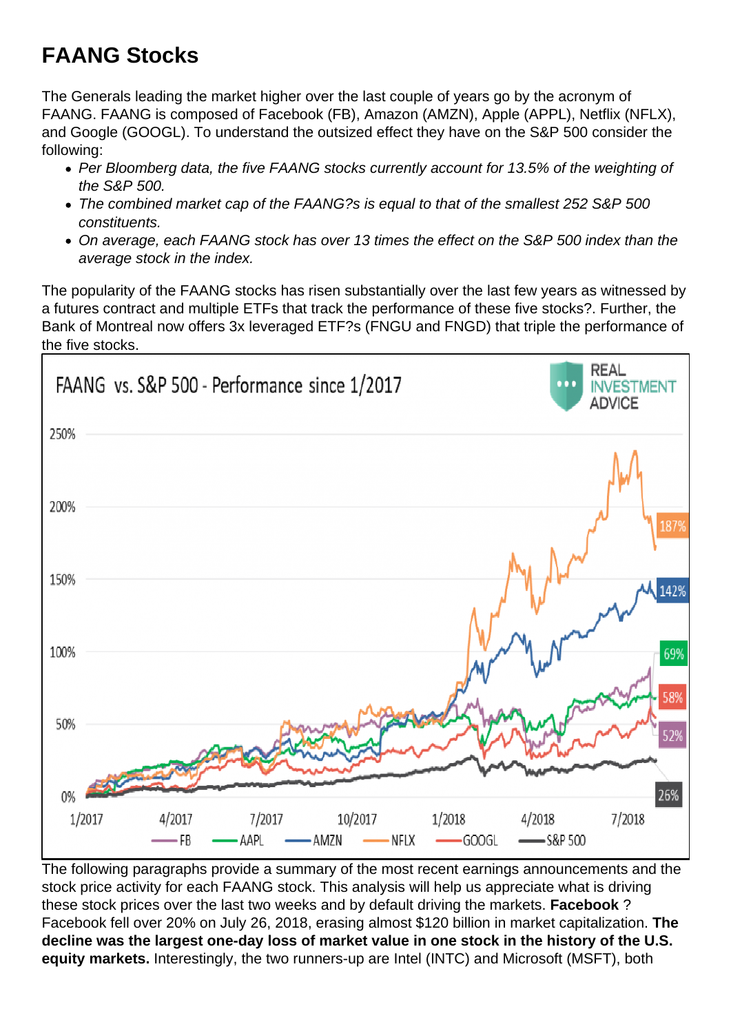# FAANG Stocks

The Generals leading the market higher over the last couple of years go by the acronym of FAANG. FAANG is composed of Facebook (FB), Amazon (AMZN), Apple (APPL), Netflix (NFLX), and Google (GOOGL). To understand the outsized effect they have on the S&P 500 consider the following:

- *Per Bloomberg data, the five FAANG stocks currently account for 13.5% of the weighting of the S&P 500.*
- *The combined market cap of the FAANG?s is equal to that of the smallest 252 S&P 500 constituents.*
- *On average, each FAANG stock has over 13 times the effect on the S&P 500 index than the average stock in the index.*

The popularity of the FAANG stocks has risen substantially over the last few years as witnessed by a futures contract and multiple ETFs that track the performance of these five stocks?. Further, the Bank of Montreal now offers 3x leveraged ETF?s (FNGU and FNGD) that triple the performance of the five stocks.

The following paragraphs provide a summary of the most recent earnings announcements and the stock price activity for each FAANG stock. This analysis will help us appreciate what is driving these stock prices over the last two weeks and by default driving the markets. **Facebook** ? Facebook fell over 20% on July 26, 2018, erasing almost $120 billion in market capitalization. **The decline was the largest one-day loss of market value in one stock in the history of the U.S. equity markets.** Interestingly, the two runners-up are Intel (INTC) and Microsoft (MSFT), both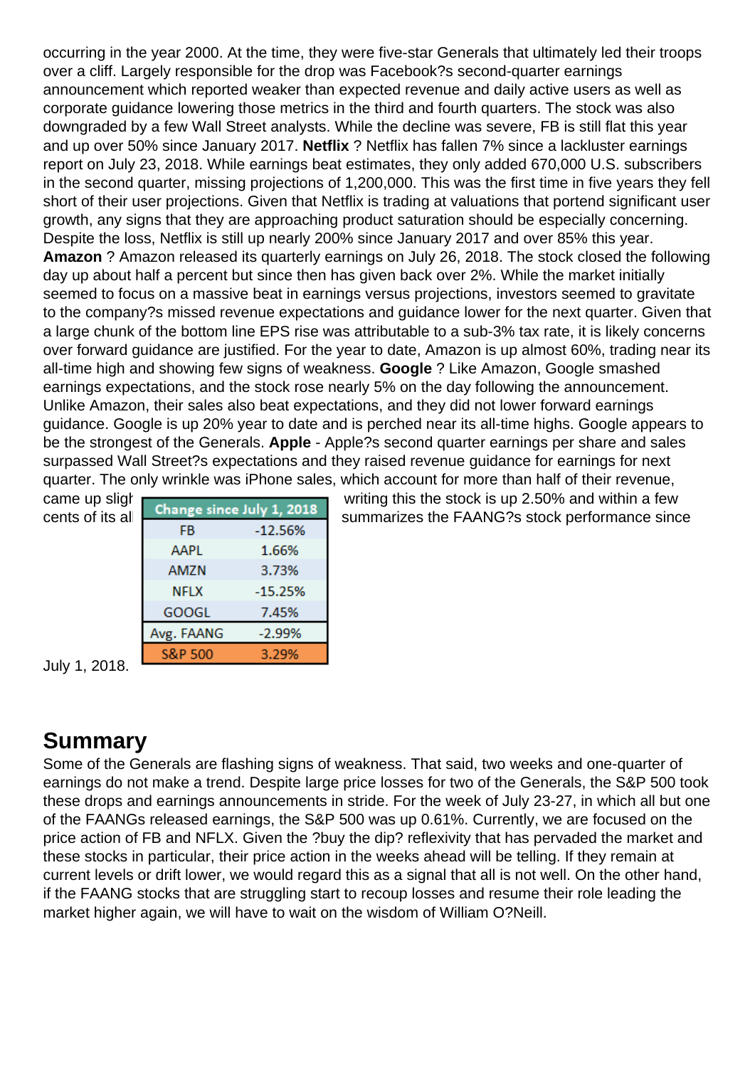occurring in the year 2000. At the time, they were five-star Generals that ultimately led their troops over a cliff. Largely responsible for the drop was Facebook?s second-quarter earnings announcement which reported weaker than expected revenue and daily active users as well as corporate guidance lowering those metrics in the third and fourth quarters. The stock was also downgraded by a few Wall Street analysts. While the decline was severe, FB is still flat this year and up over 50% since January 2017. **Netflix** ? Netflix has fallen 7% since a lackluster earnings report on July 23, 2018. While earnings beat estimates, they only added 670,000 U.S. subscribers in the second quarter, missing projections of 1,200,000. This was the first time in five years they fell short of their user projections. Given that Netflix is trading at valuations that portend significant user growth, any signs that they are approaching product saturation should be especially concerning. Despite the loss, Netflix is still up nearly 200% since January 2017 and over 85% this year. **Amazon** ? Amazon released its quarterly earnings on July 26, 2018. The stock closed the following day up about half a percent but since then has given back over 2%. While the market initially seemed to focus on a massive beat in earnings versus projections, investors seemed to gravitate to the company?s missed revenue expectations and guidance lower for the next quarter. Given that a large chunk of the bottom line EPS rise was attributable to a sub-3% tax rate, it is likely concerns over forward guidance are justified. For the year to date, Amazon is up almost 60%, trading near its all-time high and showing few signs of weakness. **Google** ? Like Amazon, Google smashed earnings expectations, and the stock rose nearly 5% on the day following the announcement. Unlike Amazon, their sales also beat expectations, and they did not lower forward earnings guidance. Google is up 20% year to date and is perched near its all-time highs. Google appears to be the strongest of the Generals. **Apple** - Apple?s second quarter earnings per share and sales surpassed Wall Street?s expectations and they raised revenue guidance for earnings for next quarter. The only wrinkle was iPhone sales, which account for more than half of their revenue, came up sligh writing this the stock is up 2.50% and within a few cents of its al summarizes the FAANG?s stock performance since July 1, 2018.

| Change since July 1, 2018 | |
|---|---|
| FB | -12.56% |
| AAPL | 1.66% |
| AMZN | 3.73% |
| NFLX | -15.25% |
| GOOGL | 7.45% |
| Avg. FAANG | -2.99% |
| S&P 500 | 3.29% |

## Summary

Some of the Generals are flashing signs of weakness. That said, two weeks and one-quarter of earnings do not make a trend. Despite large price losses for two of the Generals, the S&P 500 took these drops and earnings announcements in stride. For the week of July 23-27, in which all but one of the FAANGs released earnings, the S&P 500 was up 0.61%. Currently, we are focused on the price action of FB and NFLX. Given the ?buy the dip? reflexivity that has pervaded the market and these stocks in particular, their price action in the weeks ahead will be telling. If they remain at current levels or drift lower, we would regard this as a signal that all is not well. On the other hand, if the FAANG stocks that are struggling start to recoup losses and resume their role leading the market higher again, we will have to wait on the wisdom of William O?Neill.